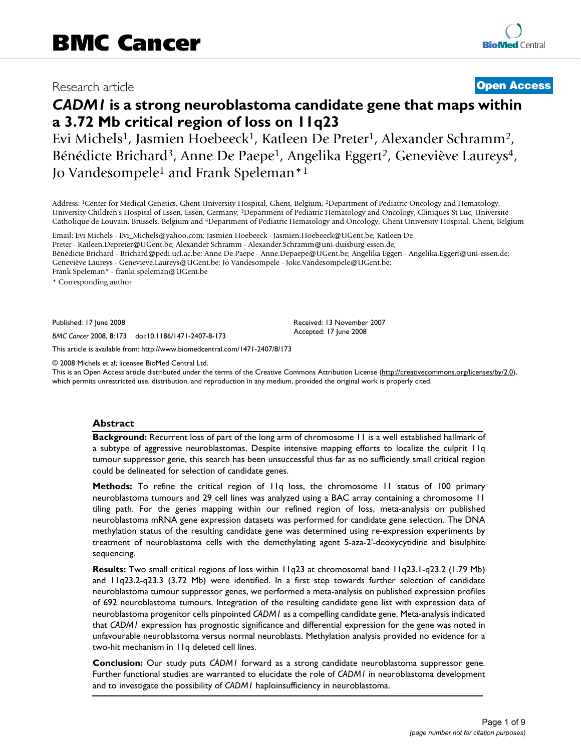BMC Cancer

Research article

**Open Access**

# *CADM1* is a strong neuroblastoma candidate gene that maps within a 3.72 Mb critical region of loss on 11q23

Evi Michels[1], Jasmien Hoebeeck[1], Katleen De Preter[1], Alexander Schramm[2], Bénédicte Brichard[3], Anne De Paepe[1], Angelika Eggert[2], Geneviève Laureys[4], Jo Vandesompele[1] and Frank Speleman*[1]

Address: [1]Center for Medical Genetics, Ghent University Hospital, Ghent, Belgium, [2]Department of Pediatric Oncology and Hematology, University Children's Hospital of Essen, Essen, Germany, [3]Department of Pediatric Hematology and Oncology, Cliniques St Luc, Université Catholique de Louvain, Brussels, Belgium and [4]Department of Pediatric Hematology and Oncology, Ghent University Hospital, Ghent, Belgium

Email: Evi Michels - Evi_Michels@yahoo.com; Jasmien Hoebeeck - Jasmien.Hoebeeck@UGent.be; Katleen De Preter - Katleen.Depreter@UGent.be; Alexander Schramm - Alexander.Schramm@uni-duisburg-essen.de; Bénédicte Brichard - Brichard@pedi.ucl.ac.be; Anne De Paepe - Anne.Depaepe@UGent.be; Angelika Eggert - Angelika.Eggert@uni-essen.de; Geneviève Laureys - Genevieve.Laureys@UGent.be; Jo Vandesompele - Joke.Vandesompele@UGent.be; Frank Speleman* - franki.speleman@UGent.be

* Corresponding author

Published: 17 June 2008

*BMC Cancer* 2008, **8**:173 doi:10.1186/1471-2407-8-173

Received: 13 November 2007
Accepted: 17 June 2008

This article is available from: http://www.biomedcentral.com/1471-2407/8/173

© 2008 Michels et al; licensee BioMed Central Ltd.
This is an Open Access article distributed under the terms of the Creative Commons Attribution License (http://creativecommons.org/licenses/by/2.0), which permits unrestricted use, distribution, and reproduction in any medium, provided the original work is properly cited.

## Abstract

**Background:** Recurrent loss of part of the long arm of chromosome 11 is a well established hallmark of a subtype of aggressive neuroblastomas. Despite intensive mapping efforts to localize the culprit 11q tumour suppressor gene, this search has been unsuccessful thus far as no sufficiently small critical region could be delineated for selection of candidate genes.

**Methods:** To refine the critical region of 11q loss, the chromosome 11 status of 100 primary neuroblastoma tumours and 29 cell lines was analyzed using a BAC array containing a chromosome 11 tiling path. For the genes mapping within our refined region of loss, meta-analysis on published neuroblastoma mRNA gene expression datasets was performed for candidate gene selection. The DNA methylation status of the resulting candidate gene was determined using re-expression experiments by treatment of neuroblastoma cells with the demethylating agent 5-aza-2'-deoxycytidine and bisulphite sequencing.

**Results:** Two small critical regions of loss within 11q23 at chromosomal band 11q23.1-q23.2 (1.79 Mb) and 11q23.2-q23.3 (3.72 Mb) were identified. In a first step towards further selection of candidate neuroblastoma tumour suppressor genes, we performed a meta-analysis on published expression profiles of 692 neuroblastoma tumours. Integration of the resulting candidate gene list with expression data of neuroblastoma progenitor cells pinpointed *CADM1* as a compelling candidate gene. Meta-analysis indicated that *CADM1* expression has prognostic significance and differential expression for the gene was noted in unfavourable neuroblastoma versus normal neuroblasts. Methylation analysis provided no evidence for a two-hit mechanism in 11q deleted cell lines.

**Conclusion:** Our study puts *CADM1* forward as a strong candidate neuroblastoma suppressor gene. Further functional studies are warranted to elucidate the role of *CADM1* in neuroblastoma development and to investigate the possibility of *CADM1* haploinsufficiency in neuroblastoma.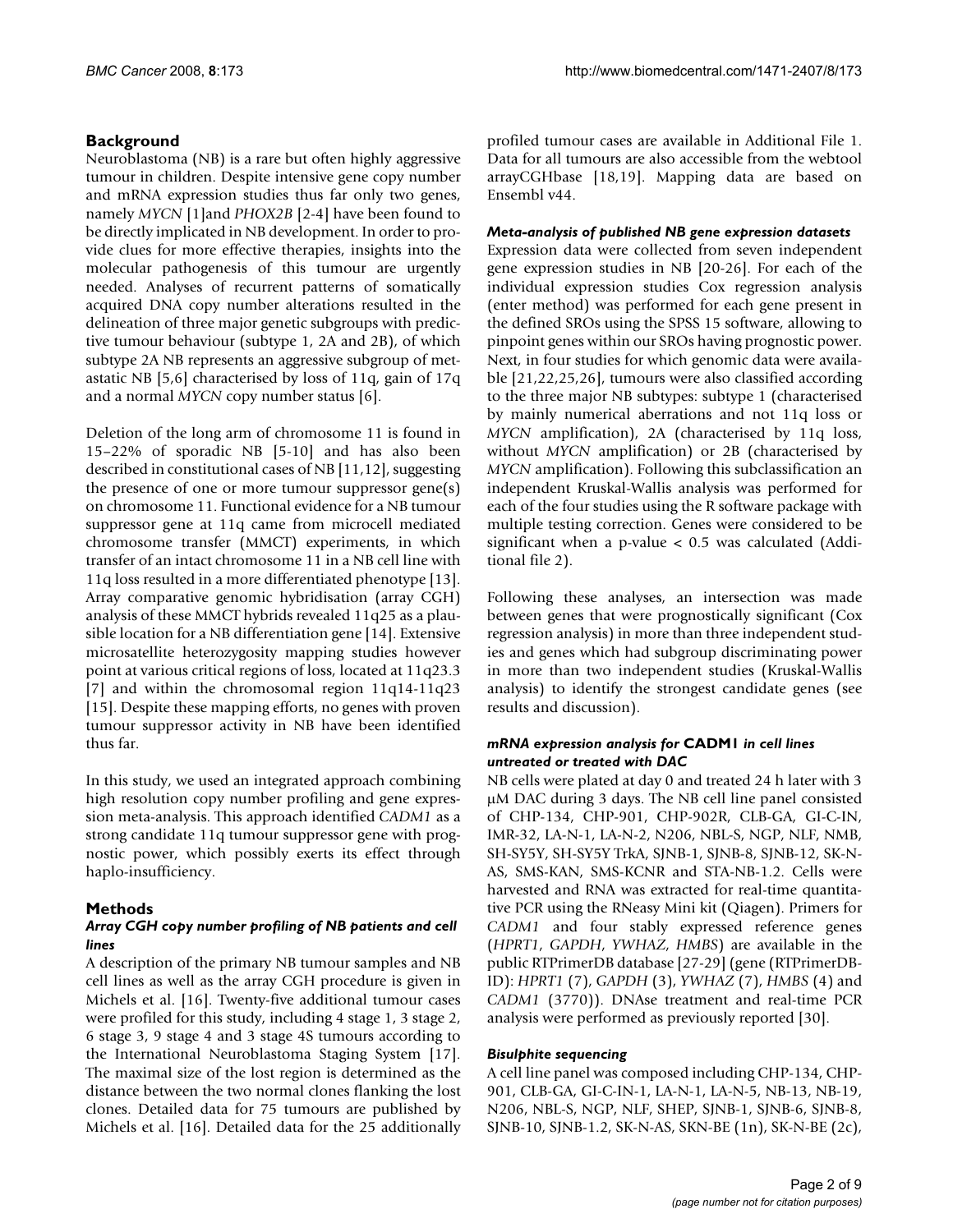## Background

Neuroblastoma (NB) is a rare but often highly aggressive tumour in children. Despite intensive gene copy number and mRNA expression studies thus far only two genes, namely *MYCN* [1]and *PHOX2B* [2-4] have been found to be directly implicated in NB development. In order to provide clues for more effective therapies, insights into the molecular pathogenesis of this tumour are urgently needed. Analyses of recurrent patterns of somatically acquired DNA copy number alterations resulted in the delineation of three major genetic subgroups with predictive tumour behaviour (subtype 1, 2A and 2B), of which subtype 2A NB represents an aggressive subgroup of metastatic NB [5,6] characterised by loss of 11q, gain of 17q and a normal *MYCN* copy number status [6].

Deletion of the long arm of chromosome 11 is found in 15–22% of sporadic NB [5-10] and has also been described in constitutional cases of NB [11,12], suggesting the presence of one or more tumour suppressor gene(s) on chromosome 11. Functional evidence for a NB tumour suppressor gene at 11q came from microcell mediated chromosome transfer (MMCT) experiments, in which transfer of an intact chromosome 11 in a NB cell line with 11q loss resulted in a more differentiated phenotype [13]. Array comparative genomic hybridisation (array CGH) analysis of these MMCT hybrids revealed 11q25 as a plausible location for a NB differentiation gene [14]. Extensive microsatellite heterozygosity mapping studies however point at various critical regions of loss, located at 11q23.3 [7] and within the chromosomal region 11q14-11q23 [15]. Despite these mapping efforts, no genes with proven tumour suppressor activity in NB have been identified thus far.

In this study, we used an integrated approach combining high resolution copy number profiling and gene expression meta-analysis. This approach identified *CADM1* as a strong candidate 11q tumour suppressor gene with prognostic power, which possibly exerts its effect through haplo-insufficiency.

## Methods

### *Array CGH copy number profiling of NB patients and cell lines*

A description of the primary NB tumour samples and NB cell lines as well as the array CGH procedure is given in Michels et al. [16]. Twenty-five additional tumour cases were profiled for this study, including 4 stage 1, 3 stage 2, 6 stage 3, 9 stage 4 and 3 stage 4S tumours according to the International Neuroblastoma Staging System [17]. The maximal size of the lost region is determined as the distance between the two normal clones flanking the lost clones. Detailed data for 75 tumours are published by Michels et al. [16]. Detailed data for the 25 additionally profiled tumour cases are available in Additional File 1. Data for all tumours are also accessible from the webtool arrayCGHbase [18,19]. Mapping data are based on Ensembl v44.

### *Meta-analysis of published NB gene expression datasets*

Expression data were collected from seven independent gene expression studies in NB [20-26]. For each of the individual expression studies Cox regression analysis (enter method) was performed for each gene present in the defined SROs using the SPSS 15 software, allowing to pinpoint genes within our SROs having prognostic power. Next, in four studies for which genomic data were available [21,22,25,26], tumours were also classified according to the three major NB subtypes: subtype 1 (characterised by mainly numerical aberrations and not 11q loss or *MYCN* amplification), 2A (characterised by 11q loss, without *MYCN* amplification) or 2B (characterised by *MYCN* amplification). Following this subclassification an independent Kruskal-Wallis analysis was performed for each of the four studies using the R software package with multiple testing correction. Genes were considered to be significant when a p-value < 0.5 was calculated (Additional file 2).

Following these analyses, an intersection was made between genes that were prognostically significant (Cox regression analysis) in more than three independent studies and genes which had subgroup discriminating power in more than two independent studies (Kruskal-Wallis analysis) to identify the strongest candidate genes (see results and discussion).

### *mRNA expression analysis for* **CADM1** *in cell lines untreated or treated with DAC*

NB cells were plated at day 0 and treated 24 h later with 3 μM DAC during 3 days. The NB cell line panel consisted of CHP-134, CHP-901, CHP-902R, CLB-GA, GI-C-IN, IMR-32, LA-N-1, LA-N-2, N206, NBL-S, NGP, NLF, NMB, SH-SY5Y, SH-SY5Y TrkA, SJNB-1, SJNB-8, SJNB-12, SK-N-AS, SMS-KAN, SMS-KCNR and STA-NB-1.2. Cells were harvested and RNA was extracted for real-time quantitative PCR using the RNeasy Mini kit (Qiagen). Primers for *CADM1* and four stably expressed reference genes (*HPRT1*, *GAPDH*, *YWHAZ*, *HMBS*) are available in the public RTPrimerDB database [27-29] (gene (RTPrimerDB-ID): *HPRT1* (7), *GAPDH* (3), *YWHAZ* (7), *HMBS* (4) and *CADM1* (3770)). DNAse treatment and real-time PCR analysis were performed as previously reported [30].

### *Bisulphite sequencing*

A cell line panel was composed including CHP-134, CHP-901, CLB-GA, GI-C-IN-1, LA-N-1, LA-N-5, NB-13, NB-19, N206, NBL-S, NGP, NLF, SHEP, SJNB-1, SJNB-6, SJNB-8, SJNB-10, SJNB-1.2, SK-N-AS, SKN-BE (1n), SK-N-BE (2c),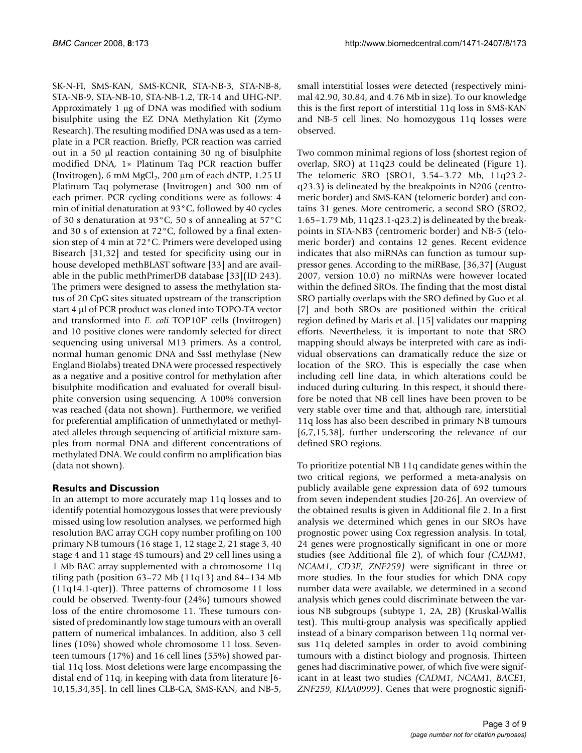SK-N-FI, SMS-KAN, SMS-KCNR, STA-NB-3, STA-NB-8, STA-NB-9, STA-NB-10, STA-NB-1.2, TR-14 and UHG-NP. Approximately 1 μg of DNA was modified with sodium bisulphite using the EZ DNA Methylation Kit (Zymo Research). The resulting modified DNA was used as a template in a PCR reaction. Briefly, PCR reaction was carried out in a 50 μl reaction containing 30 ng of bisulphite modified DNA, 1× Platinum Taq PCR reaction buffer (Invitrogen), 6 mM $MgCl_2$, 200 μm of each dNTP, 1.25 U Platinum Taq polymerase (Invitrogen) and 300 nm of each primer. PCR cycling conditions were as follows: 4 min of initial denaturation at 93°C, followed by 40 cycles of 30 s denaturation at 93°C, 50 s of annealing at 57°C and 30 s of extension at 72°C, followed by a final extension step of 4 min at 72°C. Primers were developed using Bisearch [31,32] and tested for specificity using our in house developed methBLAST software [33] and are available in the public methPrimerDB database [33](ID 243). The primers were designed to assess the methylation status of 20 CpG sites situated upstream of the transcription start 4 μl of PCR product was cloned into TOPO-TA vector and transformed into *E. coli* TOP10F' cells (Invitrogen) and 10 positive clones were randomly selected for direct sequencing using universal M13 primers. As a control, normal human genomic DNA and SssI methylase (New England Biolabs) treated DNA were processed respectively as a negative and a positive control for methylation after bisulphite modification and evaluated for overall bisulphite conversion using sequencing. A 100% conversion was reached (data not shown). Furthermore, we verified for preferential amplification of unmethylated or methylated alleles through sequencing of artificial mixture samples from normal DNA and different concentrations of methylated DNA. We could confirm no amplification bias (data not shown).

## Results and Discussion

In an attempt to more accurately map 11q losses and to identify potential homozygous losses that were previously missed using low resolution analyses, we performed high resolution BAC array CGH copy number profiling on 100 primary NB tumours (16 stage 1, 12 stage 2, 21 stage 3, 40 stage 4 and 11 stage 4S tumours) and 29 cell lines using a 1 Mb BAC array supplemented with a chromosome 11q tiling path (position 63–72 Mb (11q13) and 84–134 Mb (11q14.1-qter)). Three patterns of chromosome 11 loss could be observed. Twenty-four (24%) tumours showed loss of the entire chromosome 11. These tumours consisted of predominantly low stage tumours with an overall pattern of numerical imbalances. In addition, also 3 cell lines (10%) showed whole chromosome 11 loss. Seventeen tumours (17%) and 16 cell lines (55%) showed partial 11q loss. Most deletions were large encompassing the distal end of 11q, in keeping with data from literature [6-10,15,34,35]. In cell lines CLB-GA, SMS-KAN, and NB-5, small interstitial losses were detected (respectively minimal 42.90, 30.84, and 4.76 Mb in size). To our knowledge this is the first report of interstitial 11q loss in SMS-KAN and NB-5 cell lines. No homozygous 11q losses were observed.

Two common minimal regions of loss (shortest region of overlap, SRO) at 11q23 could be delineated (Figure 1). The telomeric SRO (SRO1, 3.54–3.72 Mb, 11q23.2-q23.3) is delineated by the breakpoints in N206 (centromeric border) and SMS-KAN (telomeric border) and contains 31 genes. More centromeric, a second SRO (SRO2, 1.65–1.79 Mb, 11q23.1-q23.2) is delineated by the breakpoints in STA-NB3 (centromeric border) and NB-5 (telomeric border) and contains 12 genes. Recent evidence indicates that also miRNAs can function as tumour suppressor genes. According to the miRBase, [36,37] (August 2007, version 10.0) no miRNAs were however located within the defined SROs. The finding that the most distal SRO partially overlaps with the SRO defined by Guo et al. [7] and both SROs are positioned within the critical region defined by Maris et al. [15] validates our mapping efforts. Nevertheless, it is important to note that SRO mapping should always be interpreted with care as individual observations can dramatically reduce the size or location of the SRO. This is especially the case when including cell line data, in which alterations could be induced during culturing. In this respect, it should therefore be noted that NB cell lines have been proven to be very stable over time and that, although rare, interstitial 11q loss has also been described in primary NB tumours [6,7,15,38], further underscoring the relevance of our defined SRO regions.

To prioritize potential NB 11q candidate genes within the two critical regions, we performed a meta-analysis on publicly available gene expression data of 692 tumours from seven independent studies [20-26]. An overview of the obtained results is given in Additional file 2. In a first analysis we determined which genes in our SROs have prognostic power using Cox regression analysis. In total, 24 genes were prognostically significant in one or more studies (see Additional file 2), of which four *(CADM1, NCAM1, CD3E, ZNF259)* were significant in three or more studies. In the four studies for which DNA copy number data were available, we determined in a second analysis which genes could discriminate between the various NB subgroups (subtype 1, 2A, 2B) (Kruskal-Wallis test). This multi-group analysis was specifically applied instead of a binary comparison between 11q normal versus 11q deleted samples in order to avoid combining tumours with a distinct biology and prognosis. Thirteen genes had discriminative power, of which five were significant in at least two studies *(CADM1, NCAM1, BACE1, ZNF259, KIAA0999)*. Genes that were prognostic signifi-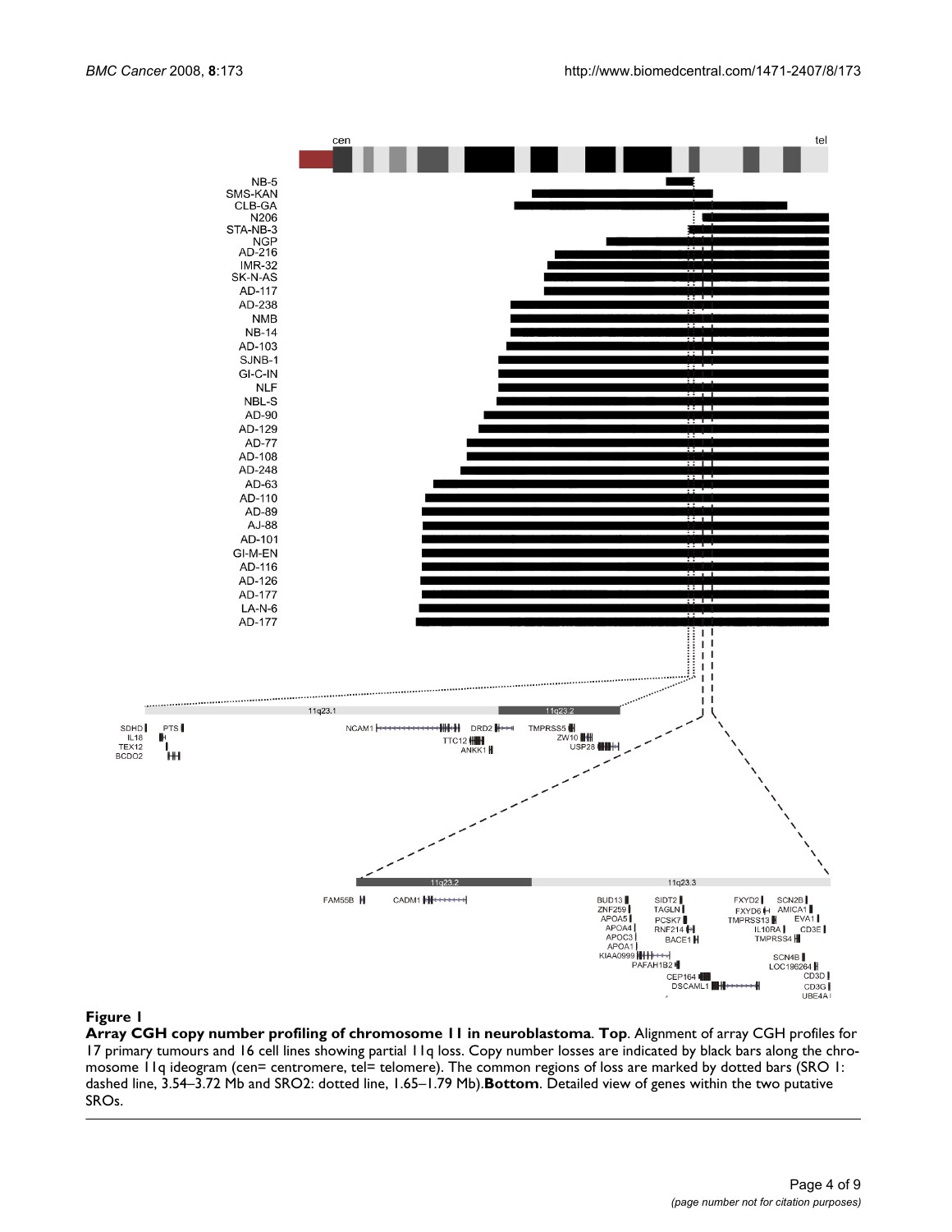**Figure 1**

**Array CGH copy number profiling of chromosome 11 in neuroblastoma**. **Top**. Alignment of array CGH profiles for 17 primary tumours and 16 cell lines showing partial 11q loss. Copy number losses are indicated by black bars along the chromosome 11q ideogram (cen= centromere, tel= telomere). The common regions of loss are marked by dotted bars (SRO 1: dashed line, 3.54–3.72 Mb and SRO2: dotted line, 1.65–1.79 Mb).**Bottom**. Detailed view of genes within the two putative SROs.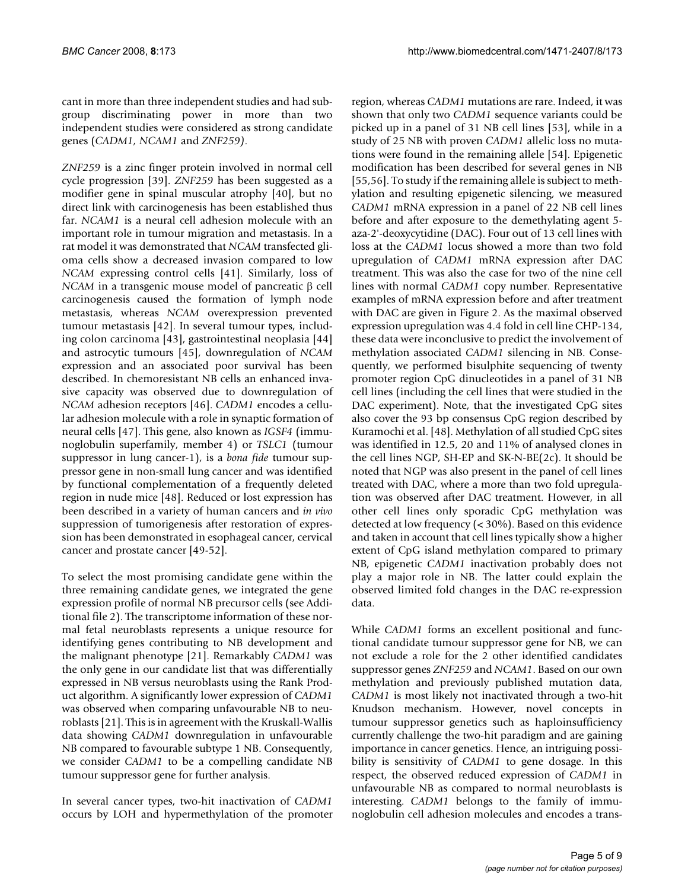cant in more than three independent studies and had subgroup discriminating power in more than two independent studies were considered as strong candidate genes (*CADM1*, *NCAM1* and *ZNF259)*.

*ZNF259* is a zinc finger protein involved in normal cell cycle progression [39]. *ZNF259* has been suggested as a modifier gene in spinal muscular atrophy [40], but no direct link with carcinogenesis has been established thus far. *NCAM1* is a neural cell adhesion molecule with an important role in tumour migration and metastasis. In a rat model it was demonstrated that *NCAM* transfected glioma cells show a decreased invasion compared to low *NCAM* expressing control cells [41]. Similarly, loss of *NCAM* in a transgenic mouse model of pancreatic β cell carcinogenesis caused the formation of lymph node metastasis, whereas *NCAM* overexpression prevented tumour metastasis [42]. In several tumour types, including colon carcinoma [43], gastrointestinal neoplasia [44] and astrocytic tumours [45], downregulation of *NCAM* expression and an associated poor survival has been described. In chemoresistant NB cells an enhanced invasive capacity was observed due to downregulation of *NCAM* adhesion receptors [46]. *CADM1* encodes a cellular adhesion molecule with a role in synaptic formation of neural cells [47]. This gene, also known as *IGSF4* (immunoglobulin superfamily, member 4) or *TSLC1* (tumour suppressor in lung cancer-1), is a *bona fide* tumour suppressor gene in non-small lung cancer and was identified by functional complementation of a frequently deleted region in nude mice [48]. Reduced or lost expression has been described in a variety of human cancers and *in vivo* suppression of tumorigenesis after restoration of expression has been demonstrated in esophageal cancer, cervical cancer and prostate cancer [49-52].

To select the most promising candidate gene within the three remaining candidate genes, we integrated the gene expression profile of normal NB precursor cells (see Additional file 2). The transcriptome information of these normal fetal neuroblasts represents a unique resource for identifying genes contributing to NB development and the malignant phenotype [21]. Remarkably *CADM1* was the only gene in our candidate list that was differentially expressed in NB versus neuroblasts using the Rank Product algorithm. A significantly lower expression of *CADM1* was observed when comparing unfavourable NB to neuroblasts [21]. This is in agreement with the Kruskall-Wallis data showing *CADM1* downregulation in unfavourable NB compared to favourable subtype 1 NB. Consequently, we consider *CADM1* to be a compelling candidate NB tumour suppressor gene for further analysis.

In several cancer types, two-hit inactivation of *CADM1* occurs by LOH and hypermethylation of the promoter region, whereas *CADM1* mutations are rare. Indeed, it was shown that only two *CADM1* sequence variants could be picked up in a panel of 31 NB cell lines [53], while in a study of 25 NB with proven *CADM1* allelic loss no mutations were found in the remaining allele [54]. Epigenetic modification has been described for several genes in NB [55,56]. To study if the remaining allele is subject to methylation and resulting epigenetic silencing, we measured *CADM1* mRNA expression in a panel of 22 NB cell lines before and after exposure to the demethylating agent 5-aza-2'-deoxycytidine (DAC). Four out of 13 cell lines with loss at the *CADM1* locus showed a more than two fold upregulation of *CADM1* mRNA expression after DAC treatment. This was also the case for two of the nine cell lines with normal *CADM1* copy number. Representative examples of mRNA expression before and after treatment with DAC are given in Figure 2. As the maximal observed expression upregulation was 4.4 fold in cell line CHP-134, these data were inconclusive to predict the involvement of methylation associated *CADM1* silencing in NB. Consequently, we performed bisulphite sequencing of twenty promoter region CpG dinucleotides in a panel of 31 NB cell lines (including the cell lines that were studied in the DAC experiment). Note, that the investigated CpG sites also cover the 93 bp consensus CpG region described by Kuramochi et al. [48]. Methylation of all studied CpG sites was identified in 12.5, 20 and 11% of analysed clones in the cell lines NGP, SH-EP and SK-N-BE(2c). It should be noted that NGP was also present in the panel of cell lines treated with DAC, where a more than two fold upregulation was observed after DAC treatment. However, in all other cell lines only sporadic CpG methylation was detected at low frequency (< 30%). Based on this evidence and taken in account that cell lines typically show a higher extent of CpG island methylation compared to primary NB, epigenetic *CADM1* inactivation probably does not play a major role in NB. The latter could explain the observed limited fold changes in the DAC re-expression data.

While *CADM1* forms an excellent positional and functional candidate tumour suppressor gene for NB, we can not exclude a role for the 2 other identified candidates suppressor genes *ZNF259* and *NCAM1*. Based on our own methylation and previously published mutation data, *CADM1* is most likely not inactivated through a two-hit Knudson mechanism. However, novel concepts in tumour suppressor genetics such as haploinsufficiency currently challenge the two-hit paradigm and are gaining importance in cancer genetics. Hence, an intriguing possibility is sensitivity of *CADM1* to gene dosage. In this respect, the observed reduced expression of *CADM1* in unfavourable NB as compared to normal neuroblasts is interesting. *CADM1* belongs to the family of immunoglobulin cell adhesion molecules and encodes a trans-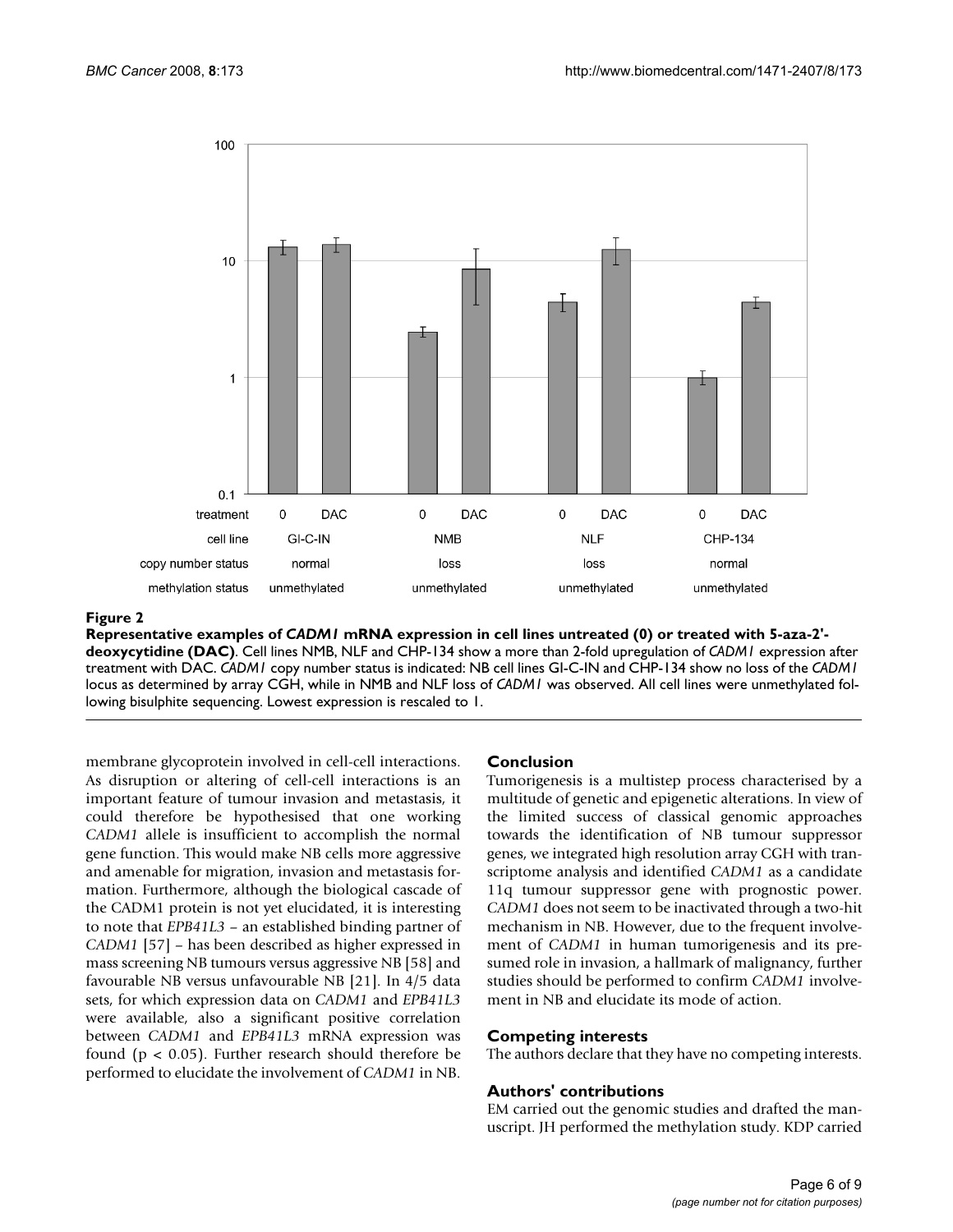**Figure 2**

**Representative examples of *CADM1* mRNA expression in cell lines untreated (0) or treated with 5-aza-2'-deoxycytidine (DAC)**. Cell lines NMB, NLF and CHP-134 show a more than 2-fold upregulation of *CADM1* expression after treatment with DAC. *CADM1* copy number status is indicated: NB cell lines GI-C-IN and CHP-134 show no loss of the *CADM1* locus as determined by array CGH, while in NMB and NLF loss of *CADM1* was observed. All cell lines were unmethylated following bisulphite sequencing. Lowest expression is rescaled to 1.

membrane glycoprotein involved in cell-cell interactions. As disruption or altering of cell-cell interactions is an important feature of tumour invasion and metastasis, it could therefore be hypothesised that one working *CADM1* allele is insufficient to accomplish the normal gene function. This would make NB cells more aggressive and amenable for migration, invasion and metastasis formation. Furthermore, although the biological cascade of the CADM1 protein is not yet elucidated, it is interesting to note that *EPB41L3* – an established binding partner of *CADM1* [57] – has been described as higher expressed in mass screening NB tumours versus aggressive NB [58] and favourable NB versus unfavourable NB [21]. In 4/5 data sets, for which expression data on *CADM1* and *EPB41L3* were available, also a significant positive correlation between *CADM1* and *EPB41L3* mRNA expression was found ($p < 0.05$). Further research should therefore be performed to elucidate the involvement of *CADM1* in NB.

## Conclusion

Tumorigenesis is a multistep process characterised by a multitude of genetic and epigenetic alterations. In view of the limited success of classical genomic approaches towards the identification of NB tumour suppressor genes, we integrated high resolution array CGH with transcriptome analysis and identified *CADM1* as a candidate 11q tumour suppressor gene with prognostic power. *CADM1* does not seem to be inactivated through a two-hit mechanism in NB. However, due to the frequent involvement of *CADM1* in human tumorigenesis and its presumed role in invasion, a hallmark of malignancy, further studies should be performed to confirm *CADM1* involvement in NB and elucidate its mode of action.

## Competing interests

The authors declare that they have no competing interests.

## Authors' contributions

EM carried out the genomic studies and drafted the manuscript. JH performed the methylation study. KDP carried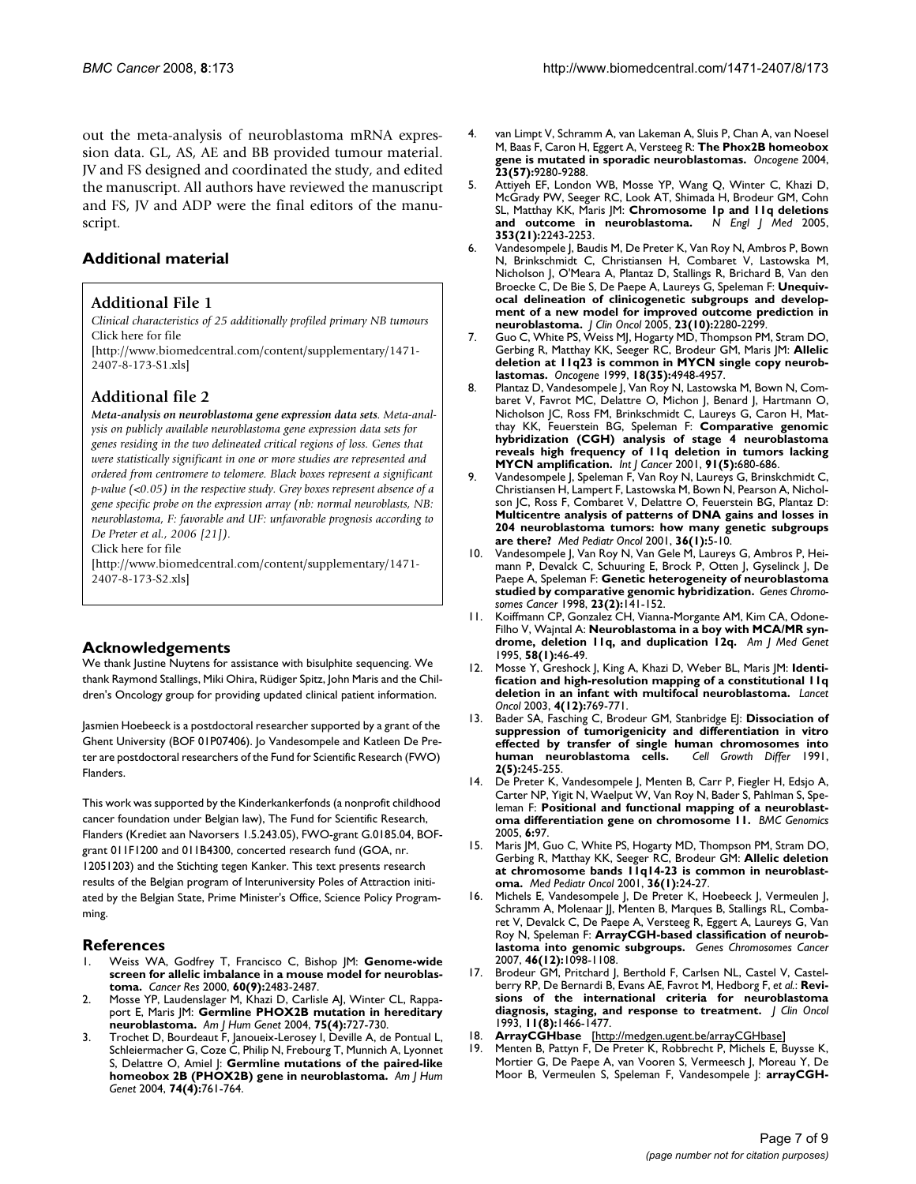out the meta-analysis of neuroblastoma mRNA expression data. GL, AS, AE and BB provided tumour material. JV and FS designed and coordinated the study, and edited the manuscript. All authors have reviewed the manuscript and FS, JV and ADP were the final editors of the manuscript.

## Additional material

### Additional File 1

*Clinical characteristics of 25 additionally profiled primary NB tumours*
Click here for file
[http://www.biomedcentral.com/content/supplementary/1471-2407-8-173-S1.xls]

### Additional file 2

***Meta-analysis on neuroblastoma gene expression data sets**. Meta-analysis on publicly available neuroblastoma gene expression data sets for genes residing in the two delineated critical regions of loss. Genes that were statistically significant in one or more studies are represented and ordered from centromere to telomere. Black boxes represent a significant p-value (<0.05) in the respective study. Grey boxes represent absence of a gene specific probe on the expression array (nb: normal neuroblasts, NB: neuroblastoma, F: favorable and UF: unfavorable prognosis according to De Preter et al., 2006 [21]).*
Click here for file
[http://www.biomedcentral.com/content/supplementary/1471-2407-8-173-S2.xls]

## Acknowledgements

We thank Justine Nuytens for assistance with bisulphite sequencing. We thank Raymond Stallings, Miki Ohira, Rüdiger Spitz, John Maris and the Children's Oncology group for providing updated clinical patient information.

Jasmien Hoebeeck is a postdoctoral researcher supported by a grant of the Ghent University (BOF 01P07406). Jo Vandesompele and Katleen De Preter are postdoctoral researchers of the Fund for Scientific Research (FWO) Flanders.

This work was supported by the Kinderkankerfonds (a nonprofit childhood cancer foundation under Belgian law), The Fund for Scientific Research, Flanders (Krediet aan Navorsers 1.5.243.05), FWO-grant G.0185.04, BOF-grant 011F1200 and 011B4300, concerted research fund (GOA, nr. 12051203) and the Stichting tegen Kanker. This text presents research results of the Belgian program of Interuniversity Poles of Attraction initiated by the Belgian State, Prime Minister's Office, Science Policy Programming.

## References

1. Weiss WA, Godfrey T, Francisco C, Bishop JM: **Genome-wide screen for allelic imbalance in a mouse model for neuroblastoma.** *Cancer Res* 2000, **60(9):**2483-2487.
2. Mosse YP, Laudenslager M, Khazi D, Carlisle AJ, Winter CL, Rappaport E, Maris JM: **Germline PHOX2B mutation in hereditary neuroblastoma.** *Am J Hum Genet* 2004, **75(4):**727-730.
3. Trochet D, Bourdeaut F, Janoueix-Lerosey I, Deville A, de Pontual L, Schleiermacher G, Coze C, Philip N, Frebourg T, Munnich A, Lyonnet S, Delattre O, Amiel J: **Germline mutations of the paired-like homeobox 2B (PHOX2B) gene in neuroblastoma.** *Am J Hum Genet* 2004, **74(4):**761-764.
4. van Limpt V, Schramm A, van Lakeman A, Sluis P, Chan A, van Noesel M, Baas F, Caron H, Eggert A, Versteeg R: **The Phox2B homeobox gene is mutated in sporadic neuroblastomas.** *Oncogene* 2004, **23(57):**9280-9288.
5. Attiyeh EF, London WB, Mosse YP, Wang Q, Winter C, Khazi D, McGrady PW, Seeger RC, Look AT, Shimada H, Brodeur GM, Cohn SL, Matthay KK, Maris JM: **Chromosome 1p and 11q deletions and outcome in neuroblastoma.** *N Engl J Med* 2005, **353(21):**2243-2253.
6. Vandesompele J, Baudis M, De Preter K, Van Roy N, Ambros P, Bown N, Brinkschmidt C, Christiansen H, Combaret V, Lastowska M, Nicholson J, O'Meara A, Plantaz D, Stallings R, Brichard B, Van den Broecke C, De Bie S, De Paepe A, Laureys G, Speleman F: **Unequivocal delineation of clinicogenetic subgroups and development of a new model for improved outcome prediction in neuroblastoma.** *J Clin Oncol* 2005, **23(10):**2280-2299.
7. Guo C, White PS, Weiss MJ, Hogarty MD, Thompson PM, Stram DO, Gerbing R, Matthay KK, Seeger RC, Brodeur GM, Maris JM: **Allelic deletion at 11q23 is common in MYCN single copy neuroblastomas.** *Oncogene* 1999, **18(35):**4948-4957.
8. Plantaz D, Vandesompele J, Van Roy N, Lastowska M, Bown N, Combaret V, Favrot MC, Delattre O, Michon J, Benard J, Hartmann O, Nicholson JC, Ross FM, Brinkschmidt C, Laureys G, Caron H, Matthay KK, Feuerstein BG, Speleman F: **Comparative genomic hybridization (CGH) analysis of stage 4 neuroblastoma reveals high frequency of 11q deletion in tumors lacking MYCN amplification.** *Int J Cancer* 2001, **91(5):**680-686.
9. Vandesompele J, Speleman F, Van Roy N, Laureys G, Brinskchmidt C, Christiansen H, Lampert F, Lastowska M, Bown N, Pearson A, Nicholson JC, Ross F, Combaret V, Delattre O, Feuerstein BG, Plantaz D: **Multicentre analysis of patterns of DNA gains and losses in 204 neuroblastoma tumors: how many genetic subgroups are there?** *Med Pediatr Oncol* 2001, **36(1):**5-10.
10. Vandesompele J, Van Roy N, Van Gele M, Laureys G, Ambros P, Heimann P, Devalck C, Schuuring E, Brock P, Otten J, Gyselinck J, De Paepe A, Speleman F: **Genetic heterogeneity of neuroblastoma studied by comparative genomic hybridization.** *Genes Chromosomes Cancer* 1998, **23(2):**141-152.
11. Koiffmann CP, Gonzalez CH, Vianna-Morgante AM, Kim CA, Odone-Filho V, Wajntal A: **Neuroblastoma in a boy with MCA/MR syndrome, deletion 11q, and duplication 12q.** *Am J Med Genet* 1995, **58(1):**46-49.
12. Mosse Y, Greshock J, King A, Khazi D, Weber BL, Maris JM: **Identification and high-resolution mapping of a constitutional 11q deletion in an infant with multifocal neuroblastoma.** *Lancet Oncol* 2003, **4(12):**769-771.
13. Bader SA, Fasching C, Brodeur GM, Stanbridge EJ: **Dissociation of suppression of tumorigenicity and differentiation in vitro effected by transfer of single human chromosomes into human neuroblastoma cells.** *Cell Growth Differ* 1991, **2(5):**245-255.
14. De Preter K, Vandesompele J, Menten B, Carr P, Fiegler H, Edsjo A, Carter NP, Yigit N, Waelput W, Van Roy N, Bader S, Pahlman S, Speleman F: **Positional and functional mapping of a neuroblastoma differentiation gene on chromosome 11.** *BMC Genomics* 2005, **6:**97.
15. Maris JM, Guo C, White PS, Hogarty MD, Thompson PM, Stram DO, Gerbing R, Matthay KK, Seeger RC, Brodeur GM: **Allelic deletion at chromosome bands 11q14-23 is common in neuroblastoma.** *Med Pediatr Oncol* 2001, **36(1):**24-27.
16. Michels E, Vandesompele J, De Preter K, Hoebeeck J, Vermeulen J, Schramm A, Molenaar JJ, Menten B, Marques B, Stallings RL, Combaret V, Devalck C, De Paepe A, Versteeg R, Eggert A, Laureys G, Van Roy N, Speleman F: **ArrayCGH-based classification of neuroblastoma into genomic subgroups.** *Genes Chromosomes Cancer* 2007, **46(12):**1098-1108.
17. Brodeur GM, Pritchard J, Berthold F, Carlsen NL, Castel V, Castelberry RP, De Bernardi B, Evans AE, Favrot M, Hedborg F, *et al.*: **Revisions of the international criteria for neuroblastoma diagnosis, staging, and response to treatment.** *J Clin Oncol* 1993, **11(8):**1466-1477.
18. **ArrayCGHbase** [http://medgen.ugent.be/arrayCGHbase]
19. Menten B, Pattyn F, De Preter K, Robbrecht P, Michels E, Buysse K, Mortier G, De Paepe A, van Vooren S, Vermeesch J, Moreau Y, De Moor B, Vermeulen S, Speleman F, Vandesompele J: **arrayCGH-**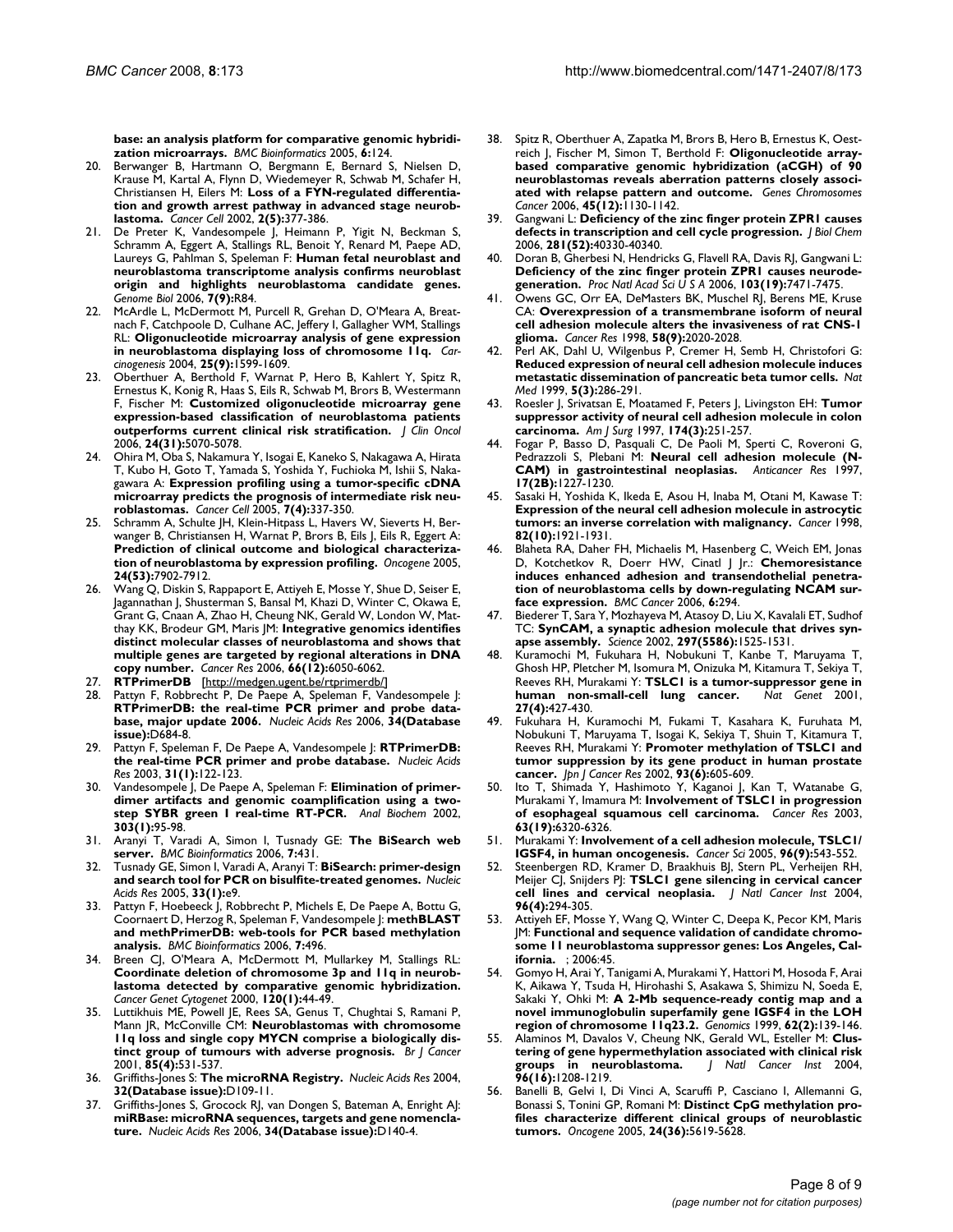**base: an analysis platform for comparative genomic hybridization microarrays.** *BMC Bioinformatics* 2005, **6**:124.

20. Berwanger B, Hartmann O, Bergmann E, Bernard S, Nielsen D, Krause M, Kartal A, Flynn D, Wiedemeyer R, Schwab M, Schafer H, Christiansen H, Eilers M: **Loss of a FYN-regulated differentiation and growth arrest pathway in advanced stage neuroblastoma.** *Cancer Cell* 2002, **2(5)**:377-386.
21. De Preter K, Vandesompele J, Heimann P, Yigit N, Beckman S, Schramm A, Eggert A, Stallings RL, Benoit Y, Renard M, Paepe AD, Laureys G, Pahlman S, Speleman F: **Human fetal neuroblast and neuroblastoma transcriptome analysis confirms neuroblast origin and highlights neuroblastoma candidate genes.** *Genome Biol* 2006, **7(9)**:R84.
22. McArdle L, McDermott M, Purcell R, Grehan D, O'Meara A, Breatnach F, Catchpoole D, Culhane AC, Jeffery I, Gallagher WM, Stallings RL: **Oligonucleotide microarray analysis of gene expression in neuroblastoma displaying loss of chromosome 11q.** *Carcinogenesis* 2004, **25(9)**:1599-1609.
23. Oberthuer A, Berthold F, Warnat P, Hero B, Kahlert Y, Spitz R, Ernestus K, Konig R, Haas S, Eils R, Schwab M, Brors B, Westermann F, Fischer M: **Customized oligonucleotide microarray gene expression-based classification of neuroblastoma patients outperforms current clinical risk stratification.** *J Clin Oncol* 2006, **24(31)**:5070-5078.
24. Ohira M, Oba S, Nakamura Y, Isogai E, Kaneko S, Nakagawa A, Hirata T, Kubo H, Goto T, Yamada S, Yoshida Y, Fuchioka M, Ishii S, Nakagawara A: **Expression profiling using a tumor-specific cDNA microarray predicts the prognosis of intermediate risk neuroblastomas.** *Cancer Cell* 2005, **7(4)**:337-350.
25. Schramm A, Schulte JH, Klein-Hitpass L, Havers W, Sieverts H, Berwanger B, Christiansen H, Warnat P, Brors B, Eils J, Eils R, Eggert A: **Prediction of clinical outcome and biological characterization of neuroblastoma by expression profiling.** *Oncogene* 2005, **24(53)**:7902-7912.
26. Wang Q, Diskin S, Rappaport E, Attiyeh E, Mosse Y, Shue D, Seiser E, Jagannathan J, Shusterman S, Bansal M, Khazi D, Winter C, Okawa E, Grant G, Cnaan A, Zhao H, Cheung NK, Gerald W, London W, Matthay KK, Brodeur GM, Maris JM: **Integrative genomics identifies distinct molecular classes of neuroblastoma and shows that multiple genes are targeted by regional alterations in DNA copy number.** *Cancer Res* 2006, **66(12)**:6050-6062.
27. **RTPrimerDB** [http://medgen.ugent.be/rtprimerdb/]
28. Pattyn F, Robbrecht P, De Paepe A, Speleman F, Vandesompele J: **RTPrimerDB: the real-time PCR primer and probe database, major update 2006.** *Nucleic Acids Res* 2006, **34(Database issue)**:D684-8.
29. Pattyn F, Speleman F, De Paepe A, Vandesompele J: **RTPrimerDB: the real-time PCR primer and probe database.** *Nucleic Acids Res* 2003, **31(1)**:122-123.
30. Vandesompele J, De Paepe A, Speleman F: **Elimination of primer-dimer artifacts and genomic coamplification using a two-step SYBR green I real-time RT-PCR.** *Anal Biochem* 2002, **303(1)**:95-98.
31. Aranyi T, Varadi A, Simon I, Tusnady GE: **The BiSearch web server.** *BMC Bioinformatics* 2006, **7**:431.
32. Tusnady GE, Simon I, Varadi A, Aranyi T: **BiSearch: primer-design and search tool for PCR on bisulfite-treated genomes.** *Nucleic Acids Res* 2005, **33(1)**:e9.
33. Pattyn F, Hoebeeck J, Robbrecht P, Michels E, De Paepe A, Bottu G, Coornaert D, Herzog R, Speleman F, Vandesompele J: **methBLAST and methPrimerDB: web-tools for PCR based methylation analysis.** *BMC Bioinformatics* 2006, **7**:496.
34. Breen CJ, O'Meara A, McDermott M, Mullarkey M, Stallings RL: **Coordinate deletion of chromosome 3p and 11q in neuroblastoma detected by comparative genomic hybridization.** *Cancer Genet Cytogenet* 2000, **120(1)**:44-49.
35. Luttikhuis ME, Powell JE, Rees SA, Genus T, Chughtai S, Ramani P, Mann JR, McConville CM: **Neuroblastomas with chromosome 11q loss and single copy MYCN comprise a biologically distinct group of tumours with adverse prognosis.** *Br J Cancer* 2001, **85(4)**:531-537.
36. Griffiths-Jones S: **The microRNA Registry.** *Nucleic Acids Res* 2004, **32(Database issue)**:D109-11.
37. Griffiths-Jones S, Grocock RJ, van Dongen S, Bateman A, Enright AJ: **miRBase: microRNA sequences, targets and gene nomenclature.** *Nucleic Acids Res* 2006, **34(Database issue)**:D140-4.
38. Spitz R, Oberthuer A, Zapatka M, Brors B, Hero B, Ernestus K, Oestreich J, Fischer M, Simon T, Berthold F: **Oligonucleotide array-based comparative genomic hybridization (aCGH) of 90 neuroblastomas reveals aberration patterns closely associated with relapse pattern and outcome.** *Genes Chromosomes Cancer* 2006, **45(12)**:1130-1142.
39. Gangwani L: **Deficiency of the zinc finger protein ZPR1 causes defects in transcription and cell cycle progression.** *J Biol Chem* 2006, **281(52)**:40330-40340.
40. Doran B, Gherbesi N, Hendricks G, Flavell RA, Davis RJ, Gangwani L: **Deficiency of the zinc finger protein ZPR1 causes neurodegeneration.** *Proc Natl Acad Sci U S A* 2006, **103(19)**:7471-7475.
41. Owens GC, Orr EA, DeMasters BK, Muschel RJ, Berens ME, Kruse CA: **Overexpression of a transmembrane isoform of neural cell adhesion molecule alters the invasiveness of rat CNS-1 glioma.** *Cancer Res* 1998, **58(9)**:2020-2028.
42. Perl AK, Dahl U, Wilgenbus P, Cremer H, Semb H, Christofori G: **Reduced expression of neural cell adhesion molecule induces metastatic dissemination of pancreatic beta tumor cells.** *Nat Med* 1999, **5(3)**:286-291.
43. Roesler J, Srivatsan E, Moatamed F, Peters J, Livingston EH: **Tumor suppressor activity of neural cell adhesion molecule in colon carcinoma.** *Am J Surg* 1997, **174(3)**:251-257.
44. Fogar P, Basso D, Pasquali C, De Paoli M, Sperti C, Roveroni G, Pedrazzoli S, Plebani M: **Neural cell adhesion molecule (N-CAM) in gastrointestinal neoplasias.** *Anticancer Res* 1997, **17(2B)**:1227-1230.
45. Sasaki H, Yoshida K, Ikeda E, Asou H, Inaba M, Otani M, Kawase T: **Expression of the neural cell adhesion molecule in astrocytic tumors: an inverse correlation with malignancy.** *Cancer* 1998, **82(10)**:1921-1931.
46. Blaheta RA, Daher FH, Michaelis M, Hasenberg C, Weich EM, Jonas D, Kotchetkov R, Doerr HW, Cinatl J Jr.: **Chemoresistance induces enhanced adhesion and transendothelial penetration of neuroblastoma cells by down-regulating NCAM surface expression.** *BMC Cancer* 2006, **6**:294.
47. Biederer T, Sara Y, Mozhayeva M, Atasoy D, Liu X, Kavalali ET, Sudhof TC: **SynCAM, a synaptic adhesion molecule that drives synapse assembly.** *Science* 2002, **297(5586)**:1525-1531.
48. Kuramochi M, Fukuhara H, Nobukuni T, Kanbe T, Maruyama T, Ghosh HP, Pletcher M, Isomura M, Onizuka M, Kitamura T, Sekiya T, Reeves RH, Murakami Y: **TSLC1 is a tumor-suppressor gene in human non-small-cell lung cancer.** *Nat Genet* 2001, **27(4)**:427-430.
49. Fukuhara H, Kuramochi M, Fukami T, Kasahara K, Furuhata M, Nobukuni T, Maruyama T, Isogai K, Sekiya T, Shuin T, Kitamura T, Reeves RH, Murakami Y: **Promoter methylation of TSLC1 and tumor suppression by its gene product in human prostate cancer.** *Jpn J Cancer Res* 2002, **93(6)**:605-609.
50. Ito T, Shimada Y, Hashimoto Y, Kaganoi J, Kan T, Watanabe G, Murakami Y, Imamura M: **Involvement of TSLC1 in progression of esophageal squamous cell carcinoma.** *Cancer Res* 2003, **63(19)**:6320-6326.
51. Murakami Y: **Involvement of a cell adhesion molecule, TSLC1/IGSF4, in human oncogenesis.** *Cancer Sci* 2005, **96(9)**:543-552.
52. Steenbergen RD, Kramer D, Braakhuis BJ, Stern PL, Verheijen RH, Meijer CJ, Snijders PJ: **TSLC1 gene silencing in cervical cancer cell lines and cervical neoplasia.** *J Natl Cancer Inst* 2004, **96(4)**:294-305.
53. Attiyeh EF, Mosse Y, Wang Q, Winter C, Deepa K, Pecor KM, Maris JM: **Functional and sequence validation of candidate chromosome 11 neuroblastoma suppressor genes: Los Angeles, California.** ; 2006:45.
54. Gomyo H, Arai Y, Tanigami A, Murakami Y, Hattori M, Hosoda F, Arai K, Aikawa Y, Tsuda H, Hirohashi S, Asakawa S, Shimizu N, Soeda E, Sakaki Y, Ohki M: **A 2-Mb sequence-ready contig map and a novel immunoglobulin superfamily gene IGSF4 in the LOH region of chromosome 11q23.2.** *Genomics* 1999, **62(2)**:139-146.
55. Alaminos M, Davalos V, Cheung NK, Gerald WL, Esteller M: **Clustering of gene hypermethylation associated with clinical risk groups in neuroblastoma.** *J Natl Cancer Inst* 2004, **96(16)**:1208-1219.
56. Banelli B, Gelvi I, Di Vinci A, Scaruffi P, Casciano I, Allemanni G, Bonassi S, Tonini GP, Romani M: **Distinct CpG methylation profiles characterize different clinical groups of neuroblastic tumors.** *Oncogene* 2005, **24(36)**:5619-5628.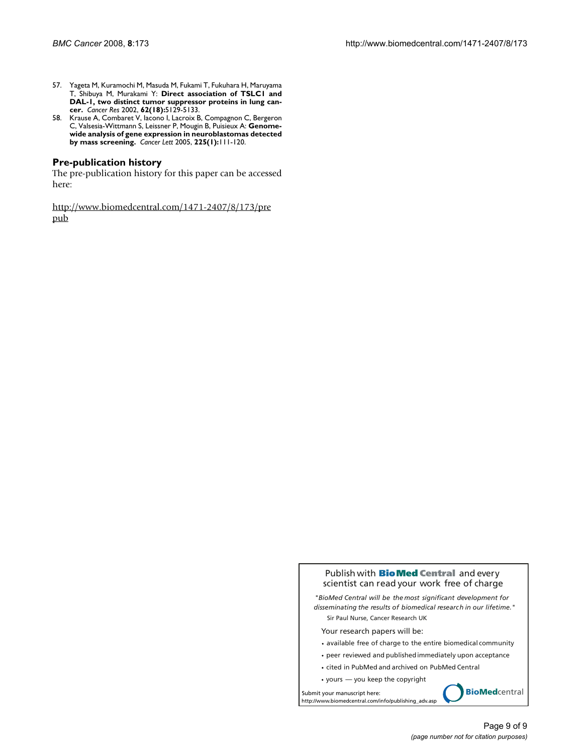57. Yageta M, Kuramochi M, Masuda M, Fukami T, Fukuhara H, Maruyama T, Shibuya M, Murakami Y: **Direct association of TSLC1 and DAL-1, two distinct tumor suppressor proteins in lung cancer.** *Cancer Res* 2002, **62(18):**5129-5133.
58. Krause A, Combaret V, Iacono I, Lacroix B, Compagnon C, Bergeron C, Valsesia-Wittmann S, Leissner P, Mougin B, Puisieux A: **Genome-wide analysis of gene expression in neuroblastomas detected by mass screening.** *Cancer Lett* 2005, **225(1):**111-120.

## Pre-publication history

The pre-publication history for this paper can be accessed here:

http://www.biomedcentral.com/1471-2407/8/173/prepub

Publish with **BioMed Central** and every scientist can read your work free of charge

*"BioMed Central will be the most significant development for disseminating the results of biomedical research in our lifetime."*

Sir Paul Nurse, Cancer Research UK

Your research papers will be:

- available free of charge to the entire biomedical community
- peer reviewed and published immediately upon acceptance
- cited in PubMed and archived on PubMed Central
- yours — you keep the copyright

Submit your manuscript here:
http://www.biomedcentral.com/info/publishing_adv.asp

**BioMed**central